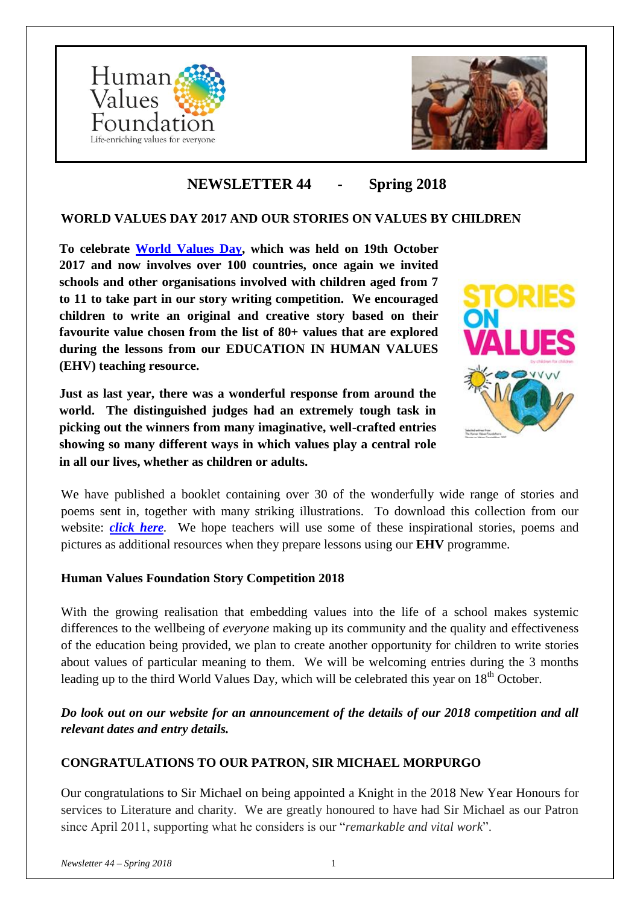# NEWSLETTER 44 - Spring 2018

## WORLD VALUES DAY 2017 AND OUR STORIES ON VALUES BY CHILDREN

**To celebrate World Values Day, which was held on 19th October 2017 and now involves over 100 countries, once again we invited schools and other organisations involved with children aged from 7 to 11 to take part in our story writing competition. We encouraged children to write an original and creative story based on their favourite value chosen from the list of 80+ values that are explored during the lessons from our EDUCATION IN HUMAN VALUES (EHV) teaching resource.**

**Just as last year, there was a wonderful response from around the world. The distinguished judges had an extremely tough task in picking out the winners from many imaginative, well-crafted entries showing so many different ways in which values play a central role in all our lives, whether as children or adults.**

We have published a booklet containing over 30 of the wonderfully wide range of stories and poems sent in, together with many striking illustrations. To download this collection from our website: ***click here***. We hope teachers will use some of these inspirational stories, poems and pictures as additional resources when they prepare lessons using our **EHV** programme.

### Human Values Foundation Story Competition 2018

With the growing realisation that embedding values into the life of a school makes systemic differences to the wellbeing of *everyone* making up its community and the quality and effectiveness of the education being provided, we plan to create another opportunity for children to write stories about values of particular meaning to them. We will be welcoming entries during the 3 months leading up to the third World Values Day, which will be celebrated this year on 18th October.

***Do look out on our website for an announcement of the details of our 2018 competition and all relevant dates and entry details.***

## CONGRATULATIONS TO OUR PATRON, SIR MICHAEL MORPURGO

Our congratulations to Sir Michael on being appointed a Knight in the 2018 New Year Honours for services to Literature and charity. We are greatly honoured to have had Sir Michael as our Patron since April 2011, supporting what he considers is our "*remarkable and vital work*".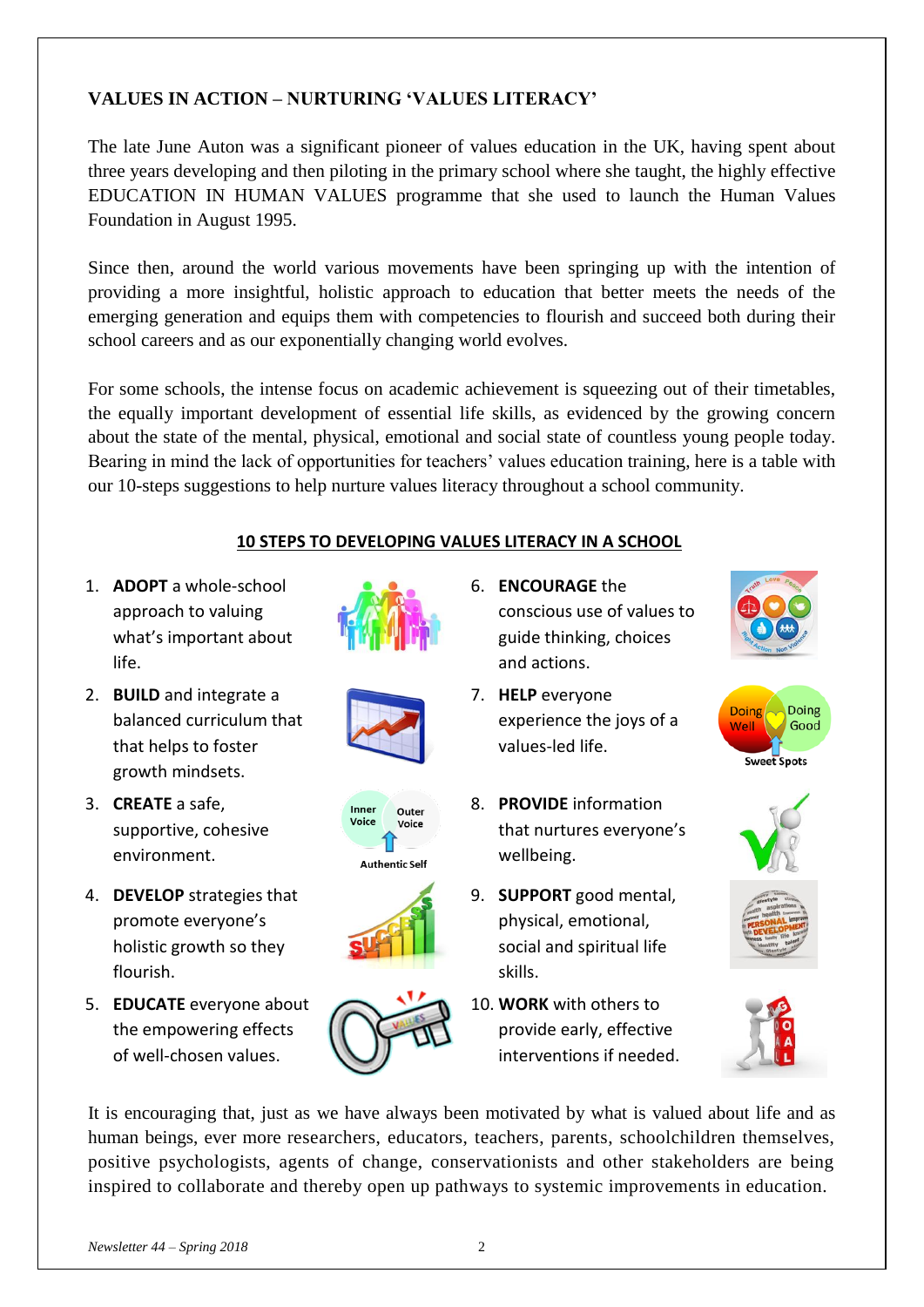## VALUES IN ACTION – NURTURING 'VALUES LITERACY'

The late June Auton was a significant pioneer of values education in the UK, having spent about three years developing and then piloting in the primary school where she taught, the highly effective EDUCATION IN HUMAN VALUES programme that she used to launch the Human Values Foundation in August 1995.

Since then, around the world various movements have been springing up with the intention of providing a more insightful, holistic approach to education that better meets the needs of the emerging generation and equips them with competencies to flourish and succeed both during their school careers and as our exponentially changing world evolves.

For some schools, the intense focus on academic achievement is squeezing out of their timetables, the equally important development of essential life skills, as evidenced by the growing concern about the state of the mental, physical, emotional and social state of countless young people today. Bearing in mind the lack of opportunities for teachers' values education training, here is a table with our 10-steps suggestions to help nurture values literacy throughout a school community.

### 10 STEPS TO DEVELOPING VALUES LITERACY IN A SCHOOL

1. **ADOPT** a whole-school approach to valuing what's important about life.
2. **BUILD** and integrate a balanced curriculum that that helps to foster growth mindsets.
3. **CREATE** a safe, supportive, cohesive environment.
4. **DEVELOP** strategies that promote everyone's holistic growth so they flourish.
5. **EDUCATE** everyone about the empowering effects of well-chosen values.
6. **ENCOURAGE** the conscious use of values to guide thinking, choices and actions.
7. **HELP** everyone experience the joys of a values-led life.
8. **PROVIDE** information that nurtures everyone's wellbeing.
9. **SUPPORT** good mental, physical, emotional, social and spiritual life skills.
10. **WORK** with others to provide early, effective interventions if needed.

It is encouraging that, just as we have always been motivated by what is valued about life and as human beings, ever more researchers, educators, teachers, parents, schoolchildren themselves, positive psychologists, agents of change, conservationists and other stakeholders are being inspired to collaborate and thereby open up pathways to systemic improvements in education.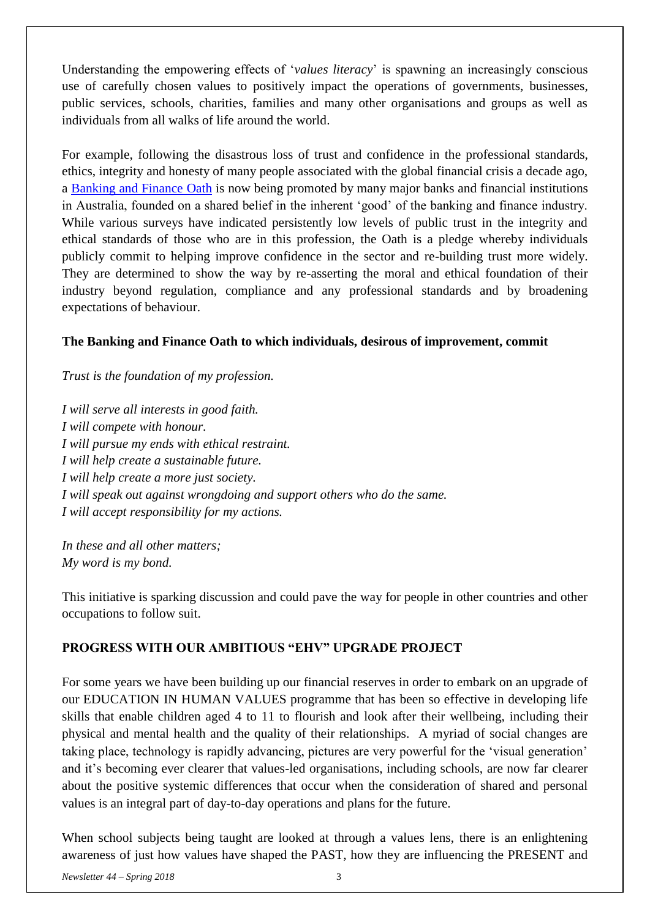Understanding the empowering effects of '*values literacy*' is spawning an increasingly conscious use of carefully chosen values to positively impact the operations of governments, businesses, public services, schools, charities, families and many other organisations and groups as well as individuals from all walks of life around the world.

For example, following the disastrous loss of trust and confidence in the professional standards, ethics, integrity and honesty of many people associated with the global financial crisis a decade ago, a Banking and Finance Oath is now being promoted by many major banks and financial institutions in Australia, founded on a shared belief in the inherent 'good' of the banking and finance industry. While various surveys have indicated persistently low levels of public trust in the integrity and ethical standards of those who are in this profession, the Oath is a pledge whereby individuals publicly commit to helping improve confidence in the sector and re-building trust more widely. They are determined to show the way by re-asserting the moral and ethical foundation of their industry beyond regulation, compliance and any professional standards and by broadening expectations of behaviour.

**The Banking and Finance Oath to which individuals, desirous of improvement, commit**

*Trust is the foundation of my profession.*

*I will serve all interests in good faith.*
*I will compete with honour.*
*I will pursue my ends with ethical restraint.*
*I will help create a sustainable future.*
*I will help create a more just society.*
*I will speak out against wrongdoing and support others who do the same.*
*I will accept responsibility for my actions.*

*In these and all other matters;*
*My word is my bond.*

This initiative is sparking discussion and could pave the way for people in other countries and other occupations to follow suit.

## PROGRESS WITH OUR AMBITIOUS "EHV" UPGRADE PROJECT

For some years we have been building up our financial reserves in order to embark on an upgrade of our EDUCATION IN HUMAN VALUES programme that has been so effective in developing life skills that enable children aged 4 to 11 to flourish and look after their wellbeing, including their physical and mental health and the quality of their relationships. A myriad of social changes are taking place, technology is rapidly advancing, pictures are very powerful for the 'visual generation' and it's becoming ever clearer that values-led organisations, including schools, are now far clearer about the positive systemic differences that occur when the consideration of shared and personal values is an integral part of day-to-day operations and plans for the future.

When school subjects being taught are looked at through a values lens, there is an enlightening awareness of just how values have shaped the PAST, how they are influencing the PRESENT and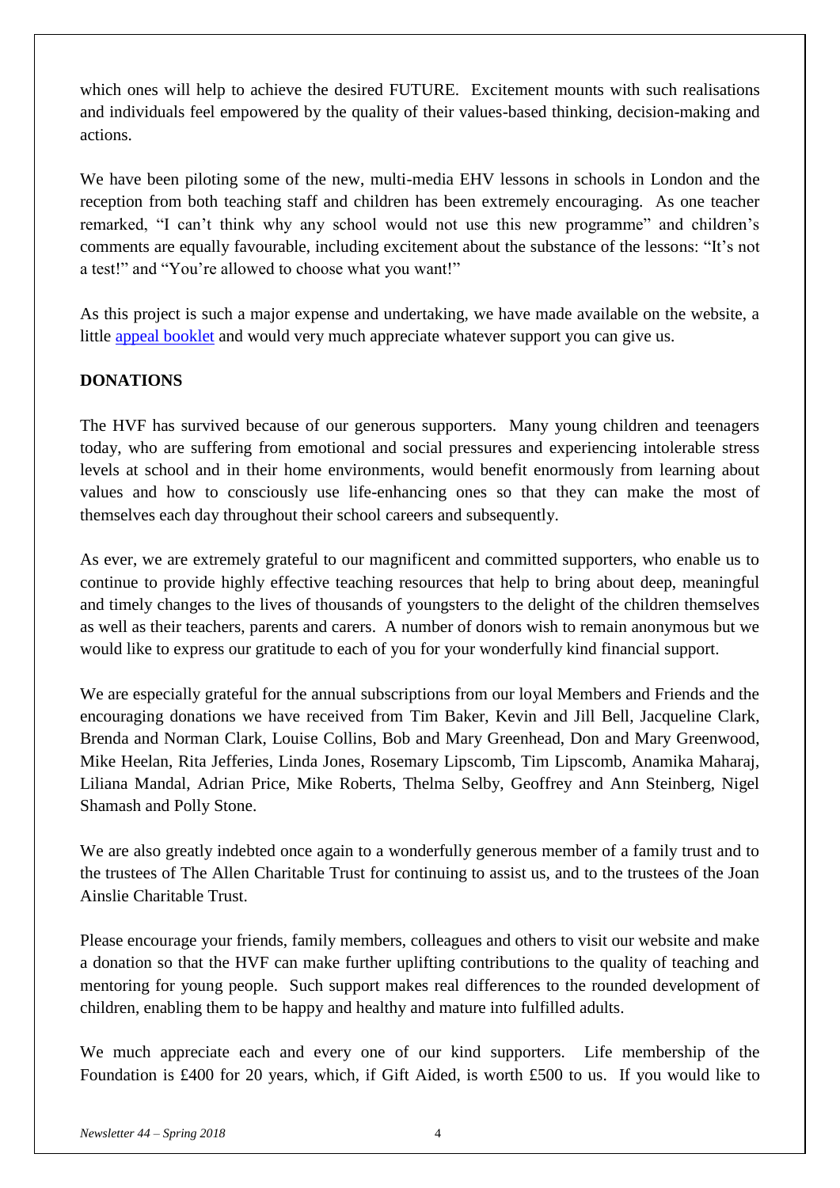which ones will help to achieve the desired FUTURE. Excitement mounts with such realisations and individuals feel empowered by the quality of their values-based thinking, decision-making and actions.

We have been piloting some of the new, multi-media EHV lessons in schools in London and the reception from both teaching staff and children has been extremely encouraging. As one teacher remarked, "I can't think why any school would not use this new programme" and children's comments are equally favourable, including excitement about the substance of the lessons: "It's not a test!" and "You're allowed to choose what you want!"

As this project is such a major expense and undertaking, we have made available on the website, a little appeal booklet and would very much appreciate whatever support you can give us.

**DONATIONS**

The HVF has survived because of our generous supporters. Many young children and teenagers today, who are suffering from emotional and social pressures and experiencing intolerable stress levels at school and in their home environments, would benefit enormously from learning about values and how to consciously use life-enhancing ones so that they can make the most of themselves each day throughout their school careers and subsequently.

As ever, we are extremely grateful to our magnificent and committed supporters, who enable us to continue to provide highly effective teaching resources that help to bring about deep, meaningful and timely changes to the lives of thousands of youngsters to the delight of the children themselves as well as their teachers, parents and carers. A number of donors wish to remain anonymous but we would like to express our gratitude to each of you for your wonderfully kind financial support.

We are especially grateful for the annual subscriptions from our loyal Members and Friends and the encouraging donations we have received from Tim Baker, Kevin and Jill Bell, Jacqueline Clark, Brenda and Norman Clark, Louise Collins, Bob and Mary Greenhead, Don and Mary Greenwood, Mike Heelan, Rita Jefferies, Linda Jones, Rosemary Lipscomb, Tim Lipscomb, Anamika Maharaj, Liliana Mandal, Adrian Price, Mike Roberts, Thelma Selby, Geoffrey and Ann Steinberg, Nigel Shamash and Polly Stone.

We are also greatly indebted once again to a wonderfully generous member of a family trust and to the trustees of The Allen Charitable Trust for continuing to assist us, and to the trustees of the Joan Ainslie Charitable Trust.

Please encourage your friends, family members, colleagues and others to visit our website and make a donation so that the HVF can make further uplifting contributions to the quality of teaching and mentoring for young people. Such support makes real differences to the rounded development of children, enabling them to be happy and healthy and mature into fulfilled adults.

We much appreciate each and every one of our kind supporters. Life membership of the Foundation is £400 for 20 years, which, if Gift Aided, is worth £500 to us. If you would like to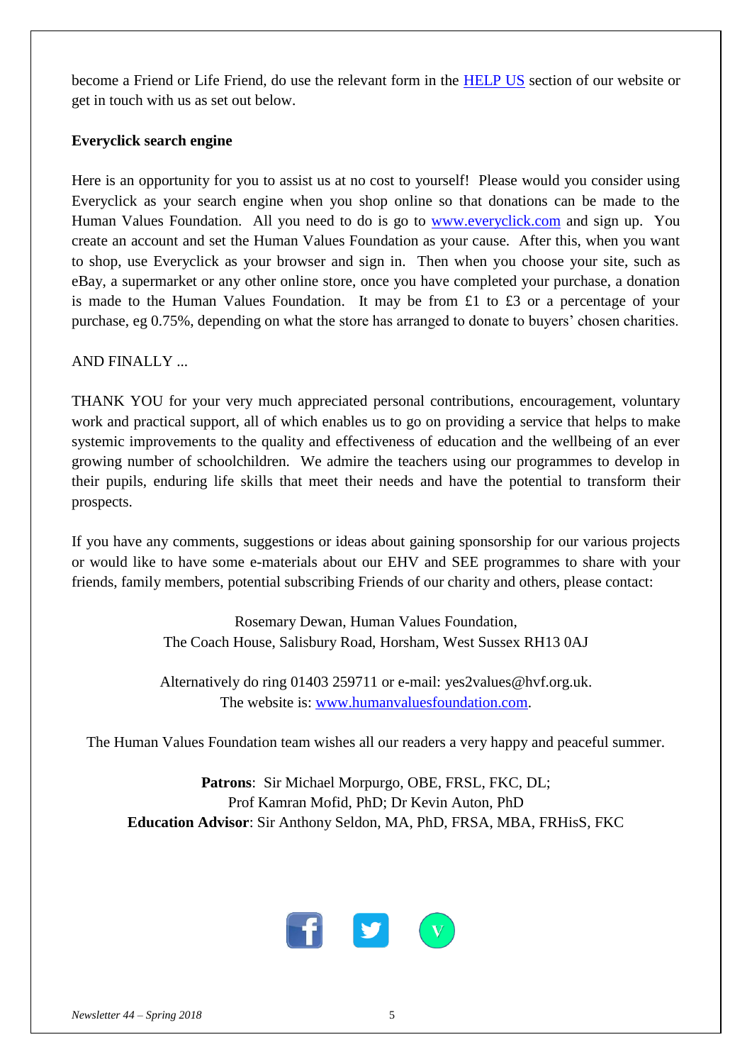become a Friend or Life Friend, do use the relevant form in the HELP US section of our website or get in touch with us as set out below.

**Everyclick search engine**

Here is an opportunity for you to assist us at no cost to yourself! Please would you consider using Everyclick as your search engine when you shop online so that donations can be made to the Human Values Foundation. All you need to do is go to www.everyclick.com and sign up. You create an account and set the Human Values Foundation as your cause. After this, when you want to shop, use Everyclick as your browser and sign in. Then when you choose your site, such as eBay, a supermarket or any other online store, once you have completed your purchase, a donation is made to the Human Values Foundation. It may be from £1 to £3 or a percentage of your purchase, eg 0.75%, depending on what the store has arranged to donate to buyers' chosen charities.

AND FINALLY ...

THANK YOU for your very much appreciated personal contributions, encouragement, voluntary work and practical support, all of which enables us to go on providing a service that helps to make systemic improvements to the quality and effectiveness of education and the wellbeing of an ever growing number of schoolchildren. We admire the teachers using our programmes to develop in their pupils, enduring life skills that meet their needs and have the potential to transform their prospects.

If you have any comments, suggestions or ideas about gaining sponsorship for our various projects or would like to have some e-materials about our EHV and SEE programmes to share with your friends, family members, potential subscribing Friends of our charity and others, please contact:

Rosemary Dewan, Human Values Foundation,
The Coach House, Salisbury Road, Horsham, West Sussex RH13 0AJ

Alternatively do ring 01403 259711 or e-mail: yes2values@hvf.org.uk.
The website is: www.humanvaluesfoundation.com.

The Human Values Foundation team wishes all our readers a very happy and peaceful summer.

**Patrons**: Sir Michael Morpurgo, OBE, FRSL, FKC, DL;
Prof Kamran Mofid, PhD; Dr Kevin Auton, PhD
**Education Advisor**: Sir Anthony Seldon, MA, PhD, FRSA, MBA, FRHisS, FKC

*Newsletter 44 – Spring 2018*